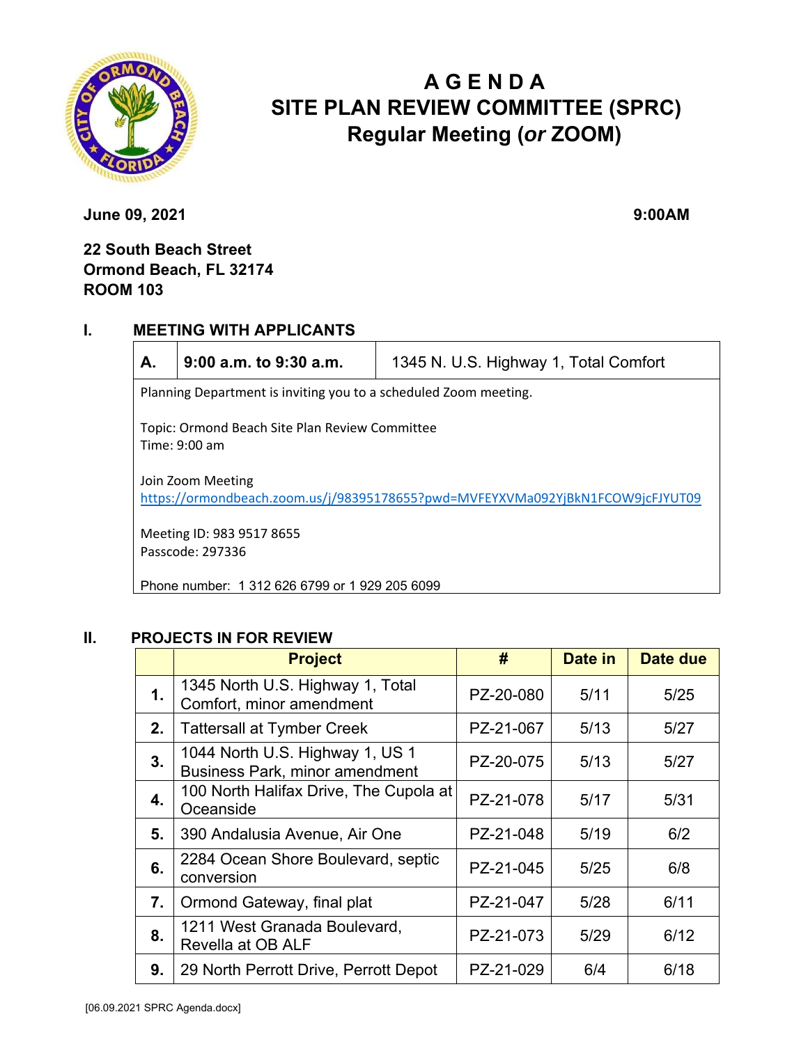# AGENDA
# SITE PLAN REVIEW COMMITTEE (SPRC)
# Regular Meeting (*or* ZOOM)

**June 09, 2021** **9:00AM**

**22 South Beach Street**
**Ormond Beach, FL 32174**
**ROOM 103**

## I. MEETING WITH APPLICANTS

| **A.** | **9:00 a.m. to 9:30 a.m.** | 1345 N. U.S. Highway 1, Total Comfort |
|---|---|---|

Planning Department is inviting you to a scheduled Zoom meeting.

Topic: Ormond Beach Site Plan Review Committee
Time: 9:00 am

Join Zoom Meeting
https://ormondbeach.zoom.us/j/98395178655?pwd=MVFEYXVMa092YjBkN1FCOW9jcFJYUT09

Meeting ID: 983 9517 8655
Passcode: 297336

Phone number: 1 312 626 6799 or 1 929 205 6099

## II. PROJECTS IN FOR REVIEW

| | Project | # | Date in | Date due |
|---|---|---|---|---|
| **1.** | 1345 North U.S. Highway 1, Total Comfort, minor amendment | PZ-20-080 | 5/11 | 5/25 |
| **2.** | Tattersall at Tymber Creek | PZ-21-067 | 5/13 | 5/27 |
| **3.** | 1044 North U.S. Highway 1, US 1 Business Park, minor amendment | PZ-20-075 | 5/13 | 5/27 |
| **4.** | 100 North Halifax Drive, The Cupola at Oceanside | PZ-21-078 | 5/17 | 5/31 |
| **5.** | 390 Andalusia Avenue, Air One | PZ-21-048 | 5/19 | 6/2 |
| **6.** | 2284 Ocean Shore Boulevard, septic conversion | PZ-21-045 | 5/25 | 6/8 |
| **7.** | Ormond Gateway, final plat | PZ-21-047 | 5/28 | 6/11 |
| **8.** | 1211 West Granada Boulevard, Revella at OB ALF | PZ-21-073 | 5/29 | 6/12 |
| **9.** | 29 North Perrott Drive, Perrott Depot | PZ-21-029 | 6/4 | 6/18 |

[06.09.2021 SPRC Agenda.docx]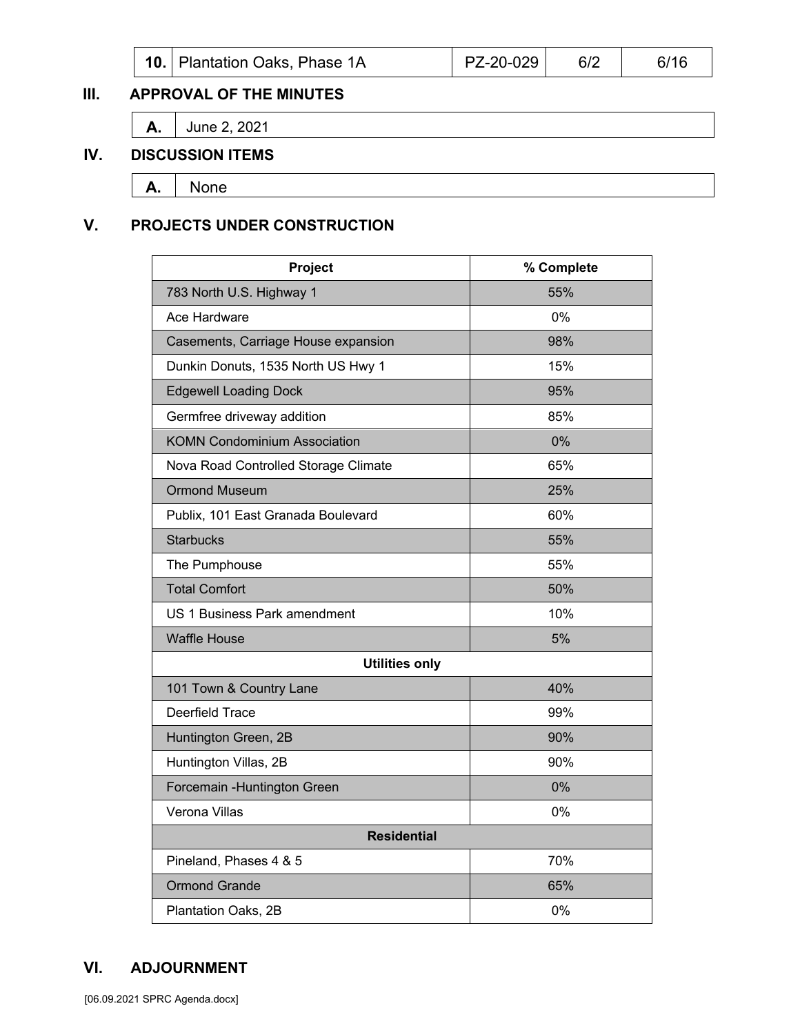| | | | | |
|---|---|---|---|---|
| **10.** | Plantation Oaks, Phase 1A | PZ-20-029 | 6/2 | 6/16 |

## III. APPROVAL OF THE MINUTES

| | |
|---|---|
| **A.** | June 2, 2021 |

## IV. DISCUSSION ITEMS

| | |
|---|---|
| **A.** | None |

## V. PROJECTS UNDER CONSTRUCTION

| Project | % Complete |
|---|---|
| 783 North U.S. Highway 1 | 55% |
| Ace Hardware | 0% |
| Casements, Carriage House expansion | 98% |
| Dunkin Donuts, 1535 North US Hwy 1 | 15% |
| Edgewell Loading Dock | 95% |
| Germfree driveway addition | 85% |
| KOMN Condominium Association | 0% |
| Nova Road Controlled Storage Climate | 65% |
| Ormond Museum | 25% |
| Publix, 101 East Granada Boulevard | 60% |
| Starbucks | 55% |
| The Pumphouse | 55% |
| Total Comfort | 50% |
| US 1 Business Park amendment | 10% |
| Waffle House | 5% |
| **Utilities only** | |
| 101 Town & Country Lane | 40% |
| Deerfield Trace | 99% |
| Huntington Green, 2B | 90% |
| Huntington Villas, 2B | 90% |
| Forcemain -Huntington Green | 0% |
| Verona Villas | 0% |
| **Residential** | |
| Pineland, Phases 4 & 5 | 70% |
| Ormond Grande | 65% |
| Plantation Oaks, 2B | 0% |

## VI. ADJOURNMENT

[06.09.2021 SPRC Agenda.docx]